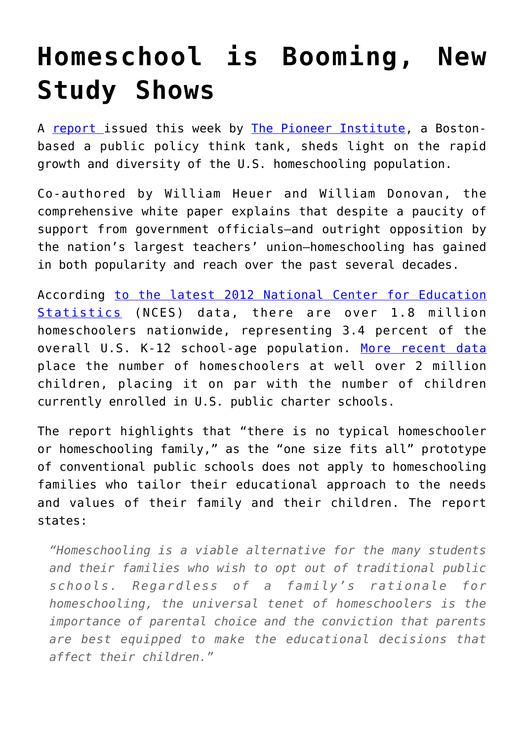# Homeschool is Booming, New Study Shows

A report issued this week by The Pioneer Institute, a Boston-based a public policy think tank, sheds light on the rapid growth and diversity of the U.S. homeschooling population.

Co-authored by William Heuer and William Donovan, the comprehensive white paper explains that despite a paucity of support from government officials—and outright opposition by the nation's largest teachers' union—homeschooling has gained in both popularity and reach over the past several decades.

According to the latest 2012 National Center for Education Statistics (NCES) data, there are over 1.8 million homeschoolers nationwide, representing 3.4 percent of the overall U.S. K-12 school-age population. More recent data place the number of homeschoolers at well over 2 million children, placing it on par with the number of children currently enrolled in U.S. public charter schools.

The report highlights that "there is no typical homeschooler or homeschooling family," as the "one size fits all" prototype of conventional public schools does not apply to homeschooling families who tailor their educational approach to the needs and values of their family and their children. The report states:

> *"Homeschooling is a viable alternative for the many students and their families who wish to opt out of traditional public schools. Regardless of a family's rationale for homeschooling, the universal tenet of homeschoolers is the importance of parental choice and the conviction that parents are best equipped to make the educational decisions that affect their children."*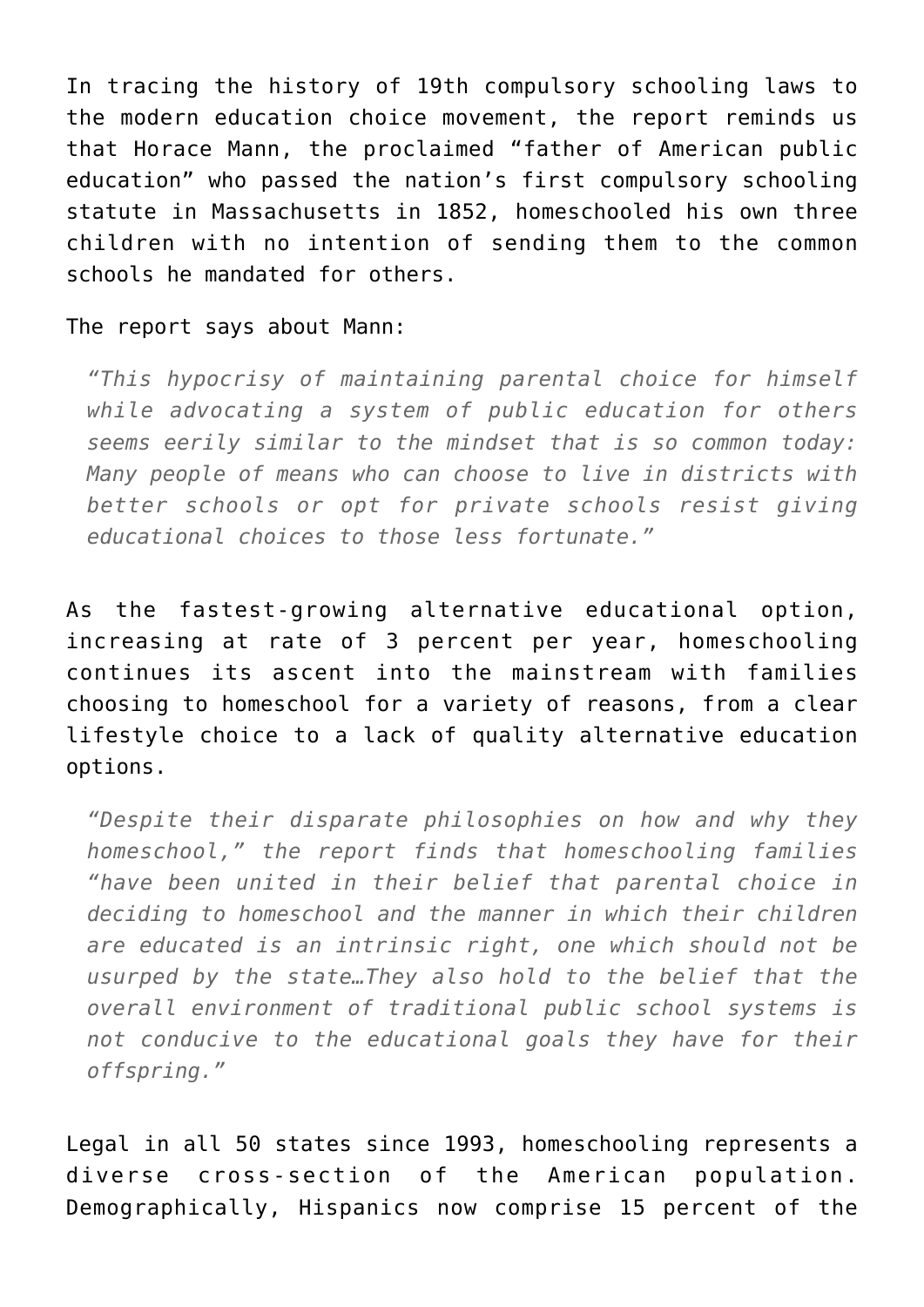In tracing the history of 19th compulsory schooling laws to the modern education choice movement, the report reminds us that Horace Mann, the proclaimed "father of American public education" who passed the nation's first compulsory schooling statute in Massachusetts in 1852, homeschooled his own three children with no intention of sending them to the common schools he mandated for others.

The report says about Mann:

> *"This hypocrisy of maintaining parental choice for himself while advocating a system of public education for others seems eerily similar to the mindset that is so common today: Many people of means who can choose to live in districts with better schools or opt for private schools resist giving educational choices to those less fortunate."*

As the fastest-growing alternative educational option, increasing at rate of 3 percent per year, homeschooling continues its ascent into the mainstream with families choosing to homeschool for a variety of reasons, from a clear lifestyle choice to a lack of quality alternative education options.

> *"Despite their disparate philosophies on how and why they homeschool," the report finds that homeschooling families "have been united in their belief that parental choice in deciding to homeschool and the manner in which their children are educated is an intrinsic right, one which should not be usurped by the state…They also hold to the belief that the overall environment of traditional public school systems is not conducive to the educational goals they have for their offspring."*

Legal in all 50 states since 1993, homeschooling represents a diverse cross-section of the American population. Demographically, Hispanics now comprise 15 percent of the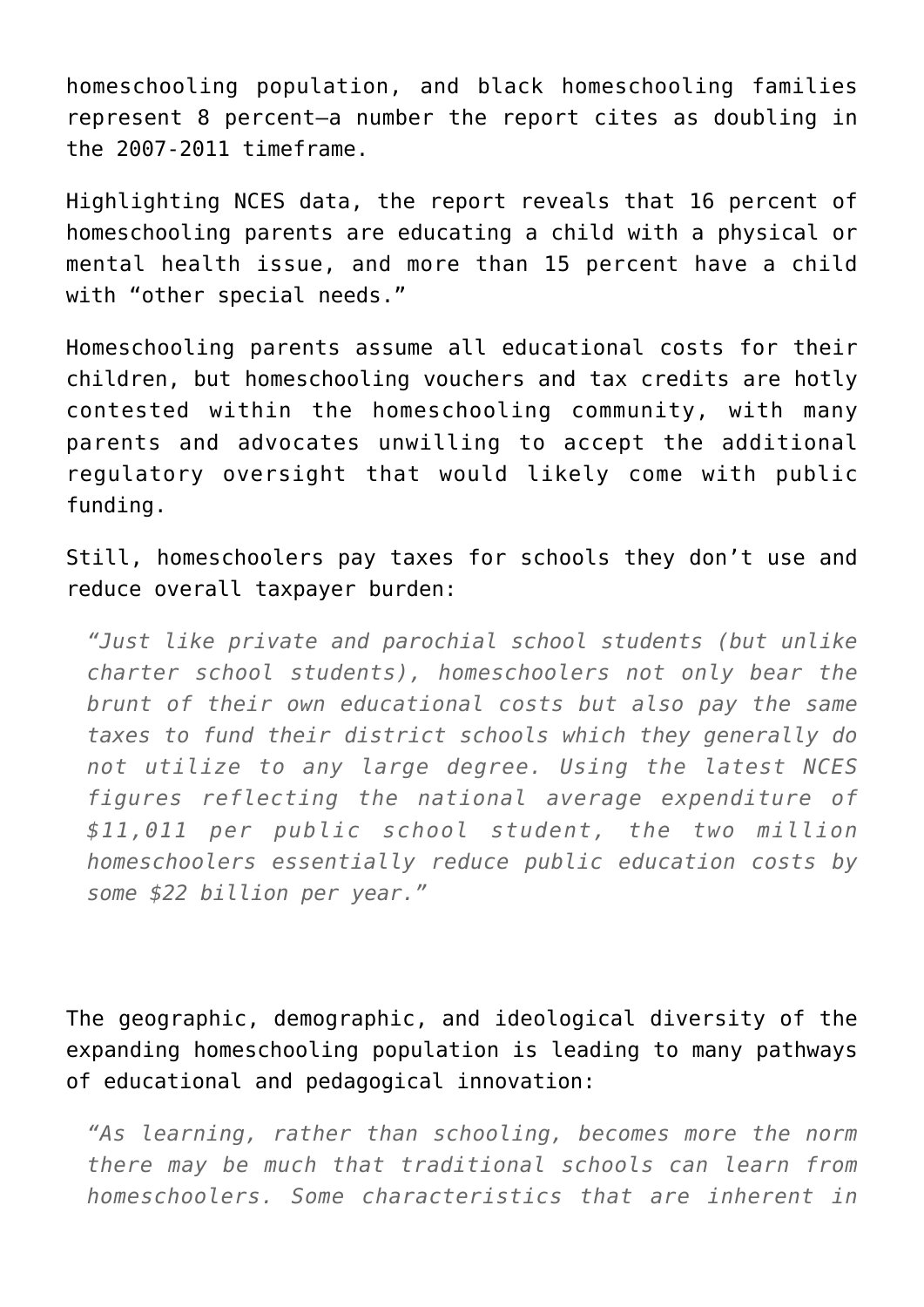homeschooling population, and black homeschooling families represent 8 percent—a number the report cites as doubling in the 2007-2011 timeframe.

Highlighting NCES data, the report reveals that 16 percent of homeschooling parents are educating a child with a physical or mental health issue, and more than 15 percent have a child with "other special needs."

Homeschooling parents assume all educational costs for their children, but homeschooling vouchers and tax credits are hotly contested within the homeschooling community, with many parents and advocates unwilling to accept the additional regulatory oversight that would likely come with public funding.

Still, homeschoolers pay taxes for schools they don't use and reduce overall taxpayer burden:

> *"Just like private and parochial school students (but unlike charter school students), homeschoolers not only bear the brunt of their own educational costs but also pay the same taxes to fund their district schools which they generally do not utilize to any large degree. Using the latest NCES figures reflecting the national average expenditure of $11,011 per public school student, the two million homeschoolers essentially reduce public education costs by some $22 billion per year."*

The geographic, demographic, and ideological diversity of the expanding homeschooling population is leading to many pathways of educational and pedagogical innovation:

> *"As learning, rather than schooling, becomes more the norm there may be much that traditional schools can learn from homeschoolers. Some characteristics that are inherent in*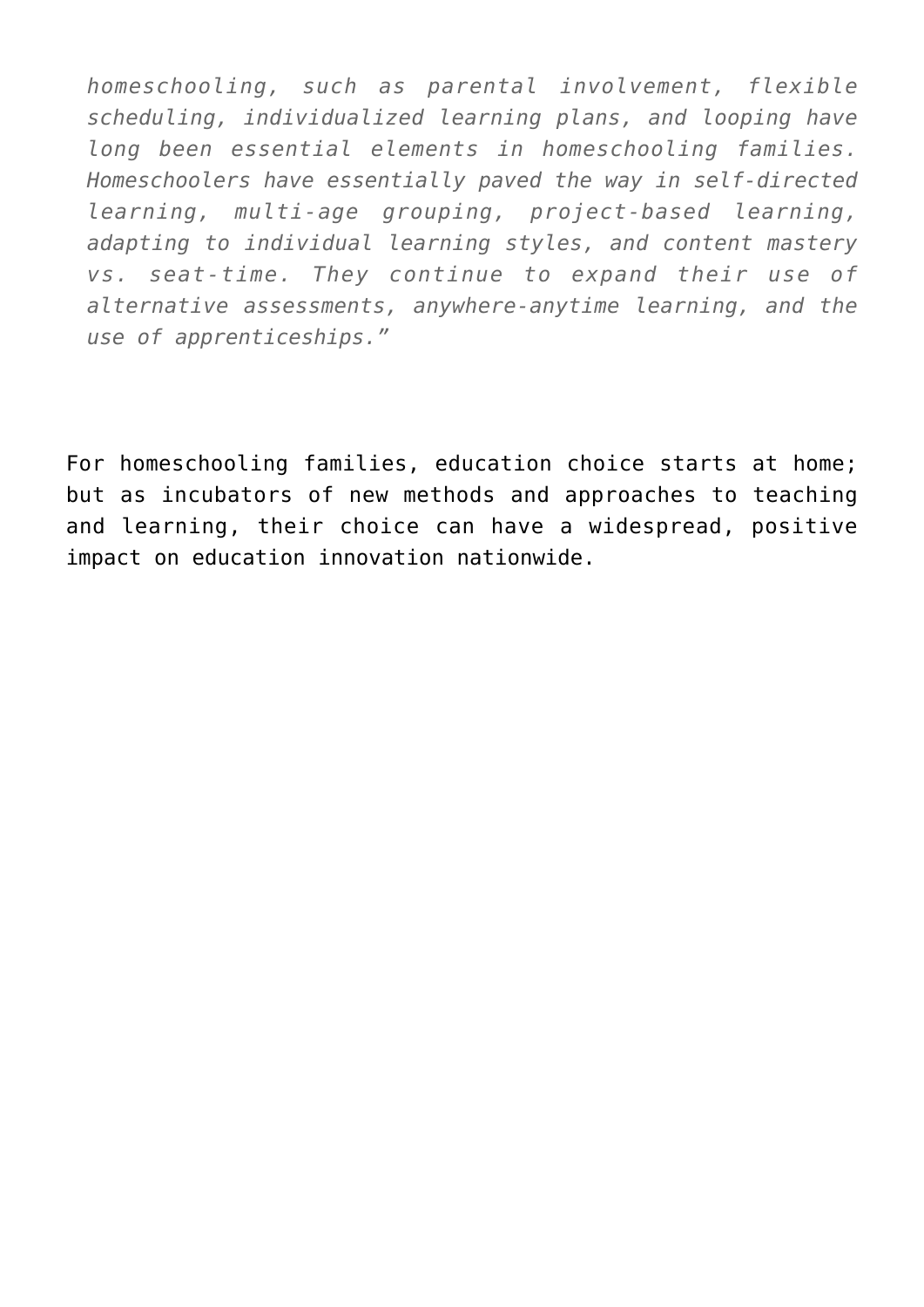*homeschooling, such as parental involvement, flexible scheduling, individualized learning plans, and looping have long been essential elements in homeschooling families. Homeschoolers have essentially paved the way in self-directed learning, multi-age grouping, project-based learning, adapting to individual learning styles, and content mastery vs. seat-time. They continue to expand their use of alternative assessments, anywhere-anytime learning, and the use of apprenticeships."*

For homeschooling families, education choice starts at home; but as incubators of new methods and approaches to teaching and learning, their choice can have a widespread, positive impact on education innovation nationwide.